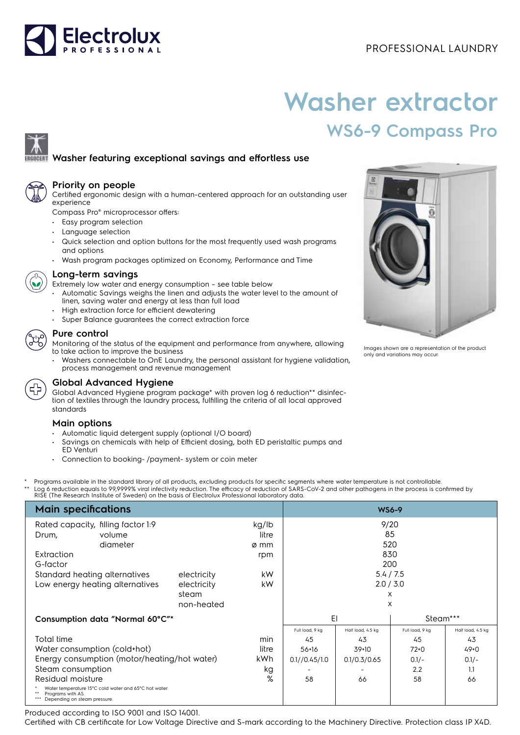Electrolux PROFESSIONAL

PROFESSIONAL LAUNDRY

# Washer extractor

## WS6-9 Compass Pro

### Washer featuring exceptional savings and effortless use

#### Priority on people

Certified ergonomic design with a human-centered approach for an outstanding user experience

Compass Pro® microprocessor offers:

- Easy program selection
- Language selection
- Quick selection and option buttons for the most frequently used wash programs and options
- Wash program packages optimized on Economy, Performance and Time

#### Long-term savings

Extremely low water and energy consumption – see table below

- Automatic Savings weighs the linen and adjusts the water level to the amount of linen, saving water and energy at less than full load
- High extraction force for efficient dewatering
- Super Balance guarantees the correct extraction force

#### Pure control

Monitoring of the status of the equipment and performance from anywhere, allowing to take action to improve the business

- Washers connectable to OnE Laundry, the personal assistant for hygiene validation, process management and revenue management

#### Global Advanced Hygiene

Global Advanced Hygiene program package* with proven log 6 reduction** disinfection of textiles through the laundry process, fulfilling the criteria of all local approved standards

#### Main options

- Automatic liquid detergent supply (optional I/O board)
- Savings on chemicals with help of Efficient dosing, both ED peristaltic pumps and ED Venturi
- Connection to booking- /payment- system or coin meter

Images shown are a representation of the product only and variations may occur.

\* Programs available in the standard library of all products, excluding products for specific segments where water temperature is not controllable.
\*\* Log 6 reduction equals to 99,9999% viral infectivity reduction. The efficacy of reduction of SARS-CoV-2 and other pathogens in the process is confirmed by RISE (The Research Institute of Sweden) on the basis of Electrolux Professional laboratory data.

| Main specifications | | | | WS6-9 | | | |
|---|---|---|---|---|---|---|---|
| Rated capacity, filling factor 1:9 | | | kg/lb | 9/20 | | | |
| Drum, | volume | | litre | 85 | | | |
| | diameter | | ø mm | 520 | | | |
| Extraction | | | rpm | 830 | | | |
| G-factor | | | | 200 | | | |
| Standard heating alternatives | | electricity | kW | 5.4 / 7.5 | | | |
| Low energy heating alternatives | | electricity | kW | 2.0 / 3.0 | | | |
| | | steam | | x | | | |
| | | non-heated | | x | | | |
| **Consumption data "Normal 60°C"*** | | | | El | | Steam*** | |
| | | | | Full load, 9 kg | Half load, 4.5 kg | Full load, 9 kg | Half load, 4.5 kg |
| Total time | | | min | 45 | 43 | 45 | 43 |
| Water consumption (cold+hot) | | | litre | 56+16 | 39+10 | 72+0 | 49+0 |
| Energy consumption (motor/heating/hot water) | | | kWh | 0.1//0.45/1.0 | 0.1/0.3/0.65 | 0.1/- | 0.1/- |
| Steam consumption | | | kg | - | - | 2.2 | 1.1 |
| Residual moisture | | | % | 58 | 66 | 58 | 66 |

\* Water temperature 15°C cold water and 65°C hot water.
\*\* Programs with AS.
\*\*\* Depending on steam pressure.

Produced according to ISO 9001 and ISO 14001.
Certified with CB certificate for Low Voltage Directive and S-mark according to the Machinery Directive. Protection class IP X4D.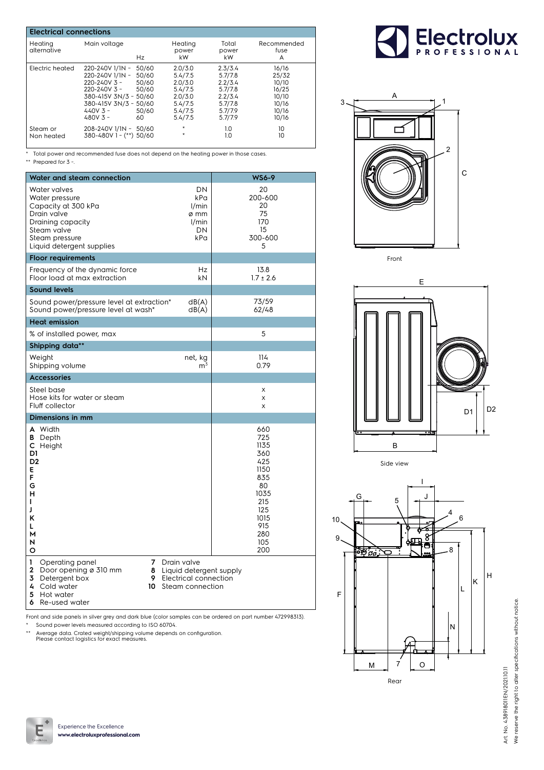## Electrical connections

| Heating alternative | Main voltage | Hz | Heating power kW | Total power kW | Recommended fuse A |
|---|---|---|---|---|---|
| Electric heated | 220-240V 1/1N ~ | 50/60 | 2.0/3.0 | 2.3/3.4 | 16/16 |
| | 220-240V 1/1N ~ | 50/60 | 5.4/7.5 | 5.7/7.8 | 25/32 |
| | 220-240V 3 ~ | 50/60 | 2.0/3.0 | 2.2/3.4 | 10/10 |
| | 220-240V 3 ~ | 50/60 | 5.4/7.5 | 5.7/7.8 | 16/25 |
| | 380-415V 3N/3 ~ | 50/60 | 2.0/3.0 | 2.2/3.4 | 10/10 |
| | 380-415V 3N/3 ~ | 50/60 | 5.4/7.5 | 5.7/7.8 | 10/16 |
| | 440V 3 ~ | 50/60 | 5.4/7.5 | 5.7/7.9 | 10/16 |
| | 480V 3 ~ | 60 | 5.4/7.5 | 5.7/7.9 | 10/16 |
| Steam or Non heated | 208-240V 1/1N ~ | 50/60 | * | 1.0 | 10 |
| | 380-480V 1 ~ (**) | 50/60 | * | 1.0 | 10 |

\* Total power and recommended fuse does not depend on the heating power in those cases.
** Prepared for 3 ~.

| Water and steam connection | | WS6-9 |
|---|---|---|
| Water valves | DN | 20 |
| Water pressure | kPa | 200-600 |
| Capacity at 300 kPa | l/min | 20 |
| Drain valve | ø mm | 75 |
| Draining capacity | l/min | 170 |
| Steam valve | DN | 15 |
| Steam pressure | kPa | 300-600 |
| Liquid detergent supplies | | 5 |
| **Floor requirements** | | |
| Frequency of the dynamic force | Hz | 13.8 |
| Floor load at max extraction | kN | 1.7 ± 2.6 |
| **Sound levels** | | |
| Sound power/pressure level at extraction* | dB(A) | 73/59 |
| Sound power/pressure level at wash* | dB(A) | 62/48 |
| **Heat emission** | | |
| % of installed power, max | | 5 |
| **Shipping data**** | | |
| Weight | net, kg | 114 |
| Shipping volume | $m^3$ | 0.79 |
| **Accessories** | | |
| Steel base | | x |
| Hose kits for water or steam | | x |
| Fluff collector | | x |
| **Dimensions in mm** | | |
| **A** Width | | 660 |
| **B** Depth | | 725 |
| **C** Height | | 1135 |
| **D1** | | 360 |
| **D2** | | 425 |
| **E** | | 1150 |
| **F** | | 835 |
| **G** | | 80 |
| **H** | | 1035 |
| **I** | | 215 |
| **J** | | 125 |
| **K** | | 1015 |
| **L** | | 915 |
| **M** | | 280 |
| **N** | | 105 |
| **O** | | 200 |

**1** Operating panel
**2** Door opening ø 310 mm
**3** Detergent box
**4** Cold water
**5** Hot water
**6** Re-used water
**7** Drain valve
**8** Liquid detergent supply
**9** Electrical connection
**10** Steam connection

Front and side panels in silver grey and dark blue (color samples can be ordered on part number 472998313).

\* Sound power levels measured according to ISO 60704.

** Average data. Crated weight/shipping volume depends on configuration. Please contact logistics for exact measures.

Front

Side view

Rear

Experience the Excellence
**www.electroluxprofessional.com**

Art. No. 438918011EN/20211011
We reserve the right to alter specifications without notice.